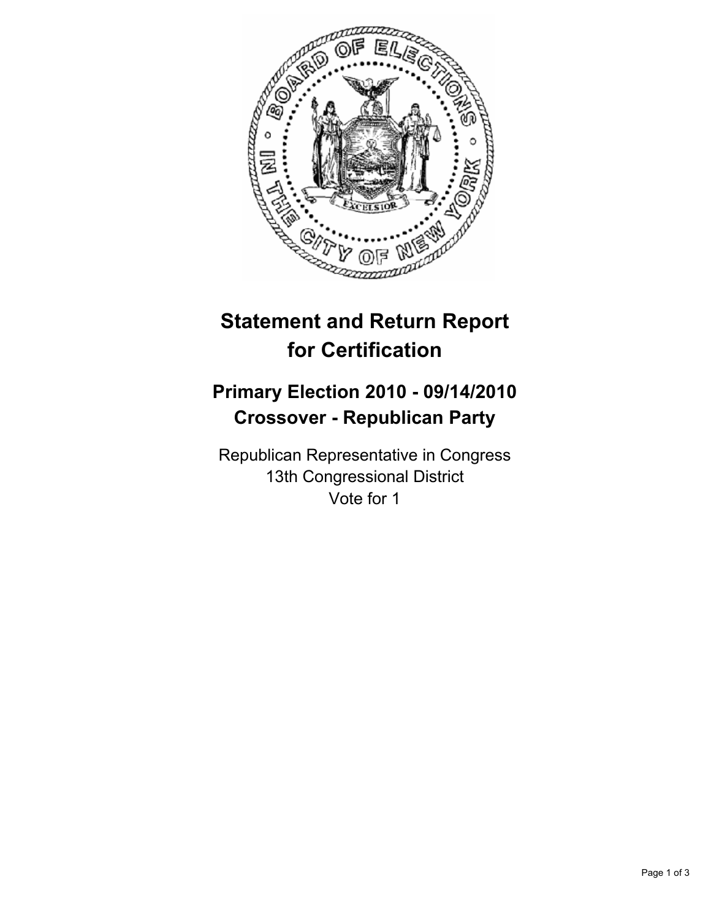# Statement and Return Report for Certification

## Primary Election 2010 - 09/14/2010
## Crossover - Republican Party

Republican Representative in Congress
13th Congressional District
Vote for 1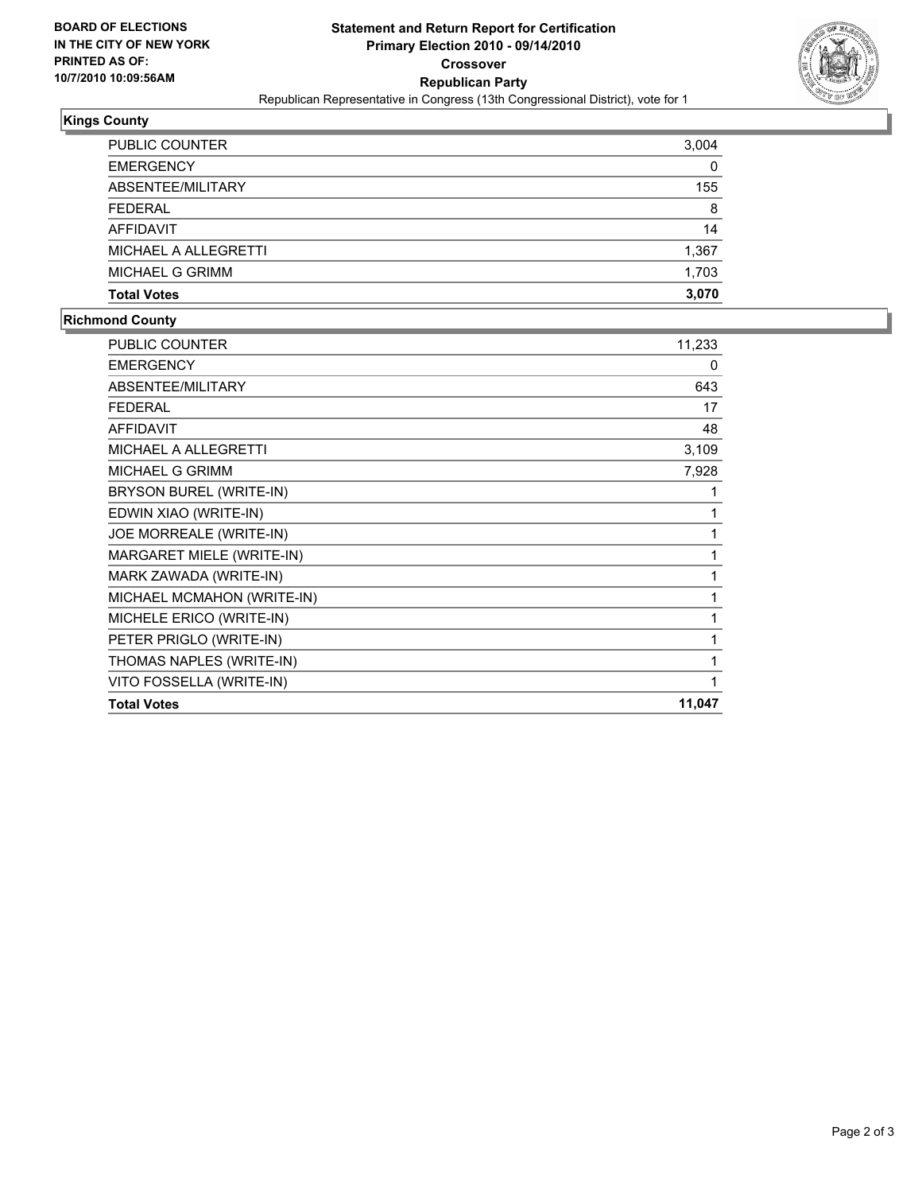**BOARD OF ELECTIONS IN THE CITY OF NEW YORK PRINTED AS OF: 10/7/2010 10:09:56AM**

# Statement and Return Report for Certification
## Primary Election 2010 - 09/14/2010
### Crossover
### Republican Party
Republican Representative in Congress (13th Congressional District), vote for 1

**Kings County**

| | |
|---|---|
| PUBLIC COUNTER | 3,004 |
| EMERGENCY | 0 |
| ABSENTEE/MILITARY | 155 |
| FEDERAL | 8 |
| AFFIDAVIT | 14 |
| MICHAEL A ALLEGRETTI | 1,367 |
| MICHAEL G GRIMM | 1,703 |
| **Total Votes** | **3,070** |

**Richmond County**

| | |
|---|---|
| PUBLIC COUNTER | 11,233 |
| EMERGENCY | 0 |
| ABSENTEE/MILITARY | 643 |
| FEDERAL | 17 |
| AFFIDAVIT | 48 |
| MICHAEL A ALLEGRETTI | 3,109 |
| MICHAEL G GRIMM | 7,928 |
| BRYSON BUREL (WRITE-IN) | 1 |
| EDWIN XIAO (WRITE-IN) | 1 |
| JOE MORREALE (WRITE-IN) | 1 |
| MARGARET MIELE (WRITE-IN) | 1 |
| MARK ZAWADA (WRITE-IN) | 1 |
| MICHAEL MCMAHON (WRITE-IN) | 1 |
| MICHELE ERICO (WRITE-IN) | 1 |
| PETER PRIGLO (WRITE-IN) | 1 |
| THOMAS NAPLES (WRITE-IN) | 1 |
| VITO FOSSELLA (WRITE-IN) | 1 |
| **Total Votes** | **11,047** |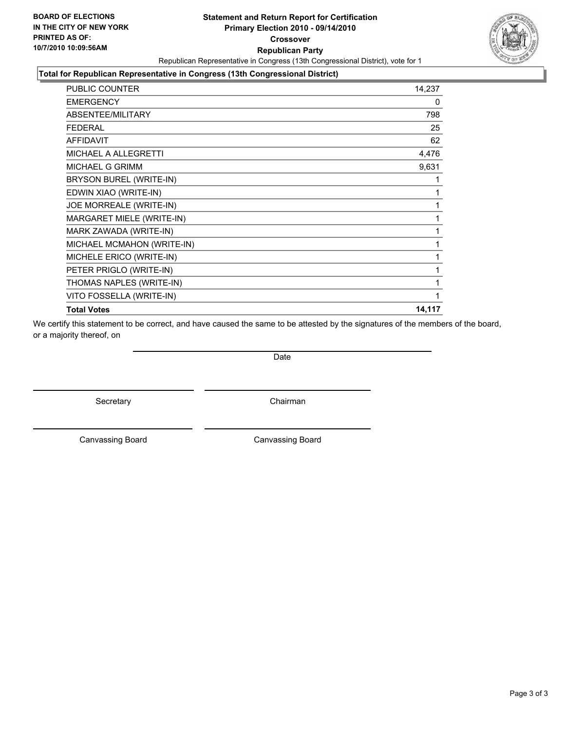**BOARD OF ELECTIONS IN THE CITY OF NEW YORK PRINTED AS OF: 10/7/2010 10:09:56AM**

# Statement and Return Report for Certification Primary Election 2010 - 09/14/2010 Crossover Republican Party

Republican Representative in Congress (13th Congressional District), vote for 1

## Total for Republican Representative in Congress (13th Congressional District)

| | |
|---|---|
| PUBLIC COUNTER | 14,237 |
| EMERGENCY | 0 |
| ABSENTEE/MILITARY | 798 |
| FEDERAL | 25 |
| AFFIDAVIT | 62 |
| MICHAEL A ALLEGRETTI | 4,476 |
| MICHAEL G GRIMM | 9,631 |
| BRYSON BUREL (WRITE-IN) | 1 |
| EDWIN XIAO (WRITE-IN) | 1 |
| JOE MORREALE (WRITE-IN) | 1 |
| MARGARET MIELE (WRITE-IN) | 1 |
| MARK ZAWADA (WRITE-IN) | 1 |
| MICHAEL MCMAHON (WRITE-IN) | 1 |
| MICHELE ERICO (WRITE-IN) | 1 |
| PETER PRIGLO (WRITE-IN) | 1 |
| THOMAS NAPLES (WRITE-IN) | 1 |
| VITO FOSSELLA (WRITE-IN) | 1 |
| **Total Votes** | **14,117** |

We certify this statement to be correct, and have caused the same to be attested by the signatures of the members of the board, or a majority thereof, on

Date

Secretary

Chairman

Canvassing Board

Canvassing Board